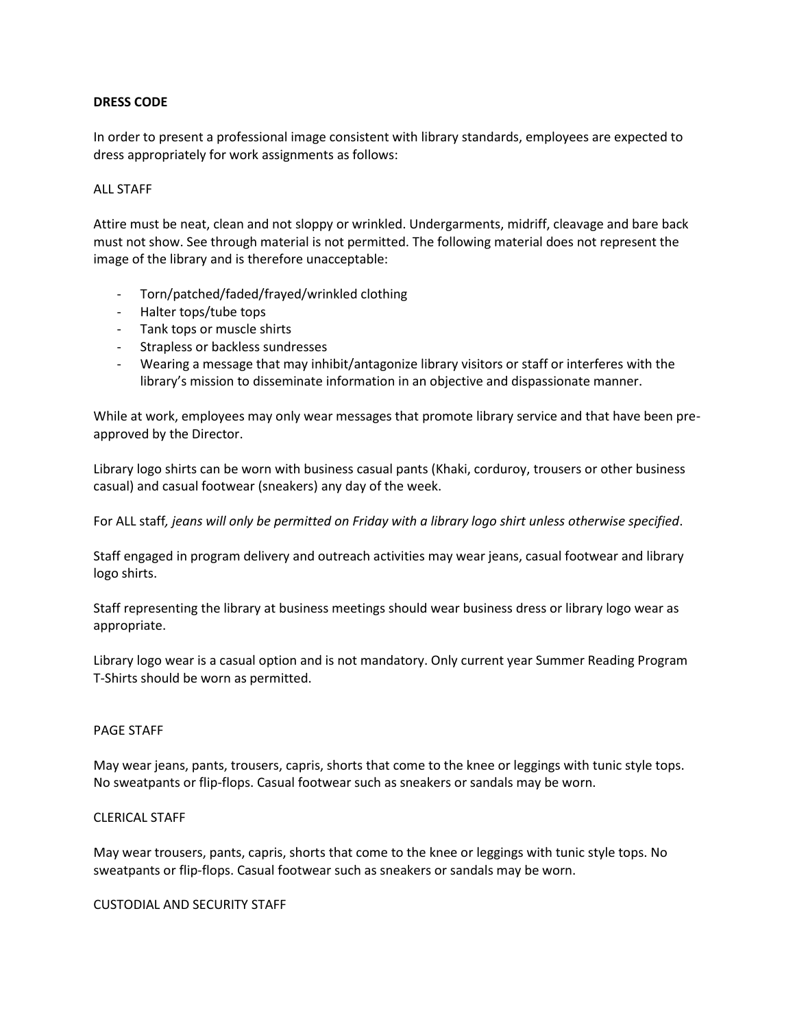**DRESS CODE**

In order to present a professional image consistent with library standards, employees are expected to dress appropriately for work assignments as follows:

ALL STAFF

Attire must be neat, clean and not sloppy or wrinkled. Undergarments, midriff, cleavage and bare back must not show. See through material is not permitted. The following material does not represent the image of the library and is therefore unacceptable:

- Torn/patched/faded/frayed/wrinkled clothing
- Halter tops/tube tops
- Tank tops or muscle shirts
- Strapless or backless sundresses
- Wearing a message that may inhibit/antagonize library visitors or staff or interferes with the library's mission to disseminate information in an objective and dispassionate manner.

While at work, employees may only wear messages that promote library service and that have been pre-approved by the Director.

Library logo shirts can be worn with business casual pants (Khaki, corduroy, trousers or other business casual) and casual footwear (sneakers) any day of the week.

For ALL staff*, jeans will only be permitted on Friday with a library logo shirt unless otherwise specified*.

Staff engaged in program delivery and outreach activities may wear jeans, casual footwear and library logo shirts.

Staff representing the library at business meetings should wear business dress or library logo wear as appropriate.

Library logo wear is a casual option and is not mandatory. Only current year Summer Reading Program T-Shirts should be worn as permitted.

PAGE STAFF

May wear jeans, pants, trousers, capris, shorts that come to the knee or leggings with tunic style tops. No sweatpants or flip-flops. Casual footwear such as sneakers or sandals may be worn.

CLERICAL STAFF

May wear trousers, pants, capris, shorts that come to the knee or leggings with tunic style tops. No sweatpants or flip-flops. Casual footwear such as sneakers or sandals may be worn.

CUSTODIAL AND SECURITY STAFF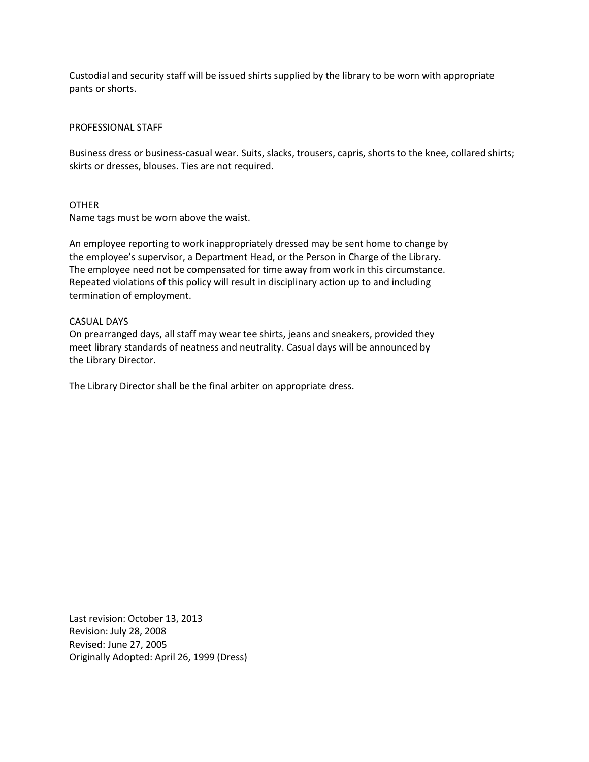Custodial and security staff will be issued shirts supplied by the library to be worn with appropriate pants or shorts.

## PROFESSIONAL STAFF

Business dress or business-casual wear. Suits, slacks, trousers, capris, shorts to the knee, collared shirts; skirts or dresses, blouses. Ties are not required.

## OTHER

Name tags must be worn above the waist.

An employee reporting to work inappropriately dressed may be sent home to change by the employee's supervisor, a Department Head, or the Person in Charge of the Library. The employee need not be compensated for time away from work in this circumstance. Repeated violations of this policy will result in disciplinary action up to and including termination of employment.

## CASUAL DAYS

On prearranged days, all staff may wear tee shirts, jeans and sneakers, provided they meet library standards of neatness and neutrality. Casual days will be announced by the Library Director.

The Library Director shall be the final arbiter on appropriate dress.

Last revision: October 13, 2013
Revision: July 28, 2008
Revised: June 27, 2005
Originally Adopted: April 26, 1999 (Dress)